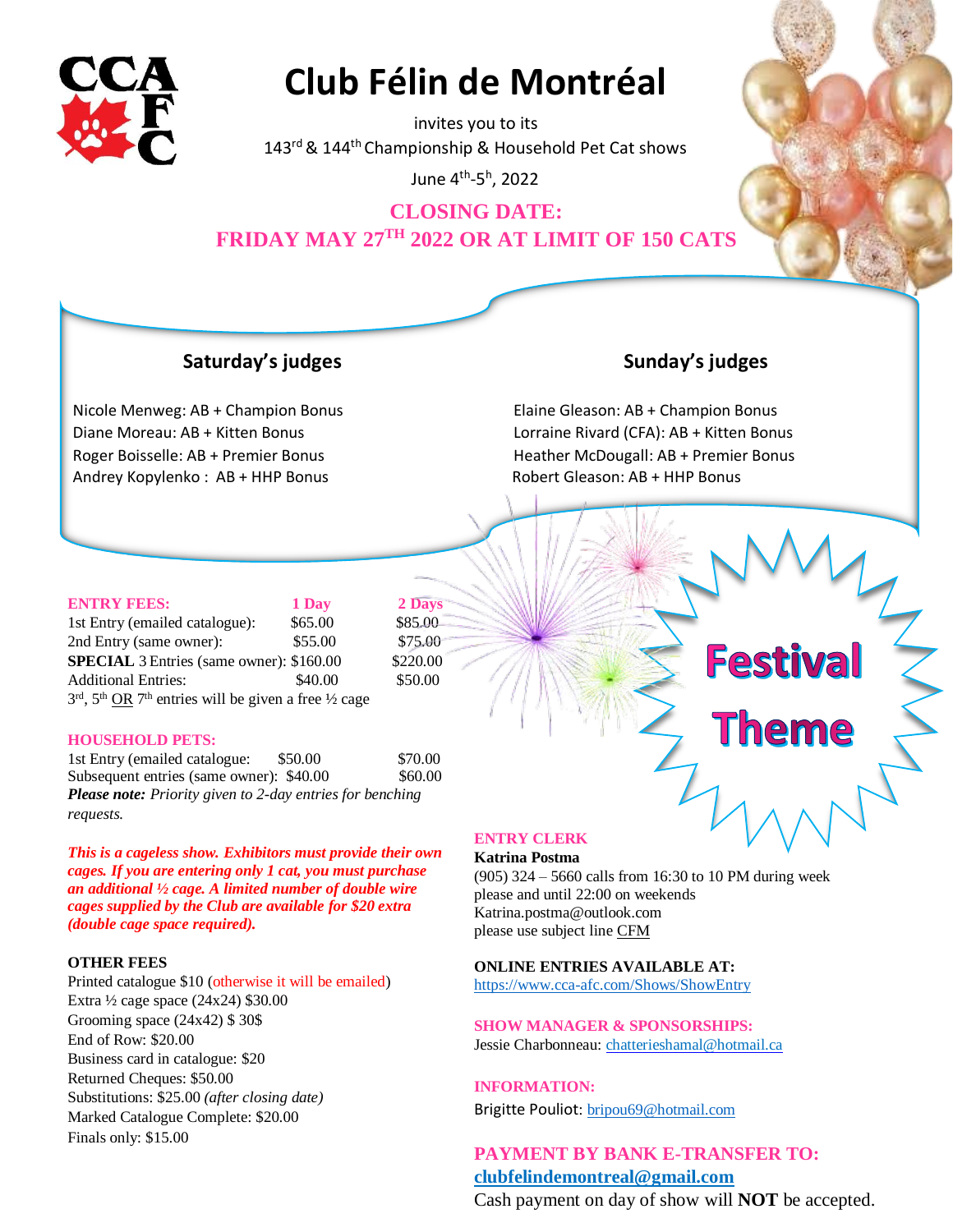# Club Félin de Montréal

invites you to its

143rd & 144th Championship & Household Pet Cat shows

June 4th-5h, 2022

**CLOSING DATE:**
**FRIDAY MAY 27TH 2022 OR AT LIMIT OF 150 CATS**

## Saturday's judges

Nicole Menweg: AB + Champion Bonus
Diane Moreau: AB + Kitten Bonus
Roger Boisselle: AB + Premier Bonus
Andrey Kopylenko : AB + HHP Bonus

## Sunday's judges

Elaine Gleason: AB + Champion Bonus
Lorraine Rivard (CFA): AB + Kitten Bonus
Heather McDougall: AB + Premier Bonus
Robert Gleason: AB + HHP Bonus

**Festival Theme**

| **ENTRY FEES:** | **1 Day** | **2 Days** |
|---|---|---|
| 1st Entry (emailed catalogue): | $65.00 | $85.00 |
| 2nd Entry (same owner): | $55.00 | $75.00 |
| **SPECIAL** 3 Entries (same owner): | $160.00 | $220.00 |
| Additional Entries: | $40.00 | $50.00 |

3rd, 5th OR 7th entries will be given a free ½ cage

| **HOUSEHOLD PETS:** | | |
|---|---|---|
| 1st Entry (emailed catalogue: | $50.00 | $70.00 |
| Subsequent entries (same owner): | $40.00 | $60.00 |

***Please note:*** *Priority given to 2-day entries for benching requests.*

***This is a cageless show. Exhibitors must provide their own cages. If you are entering only 1 cat, you must purchase an additional ½ cage. A limited number of double wire cages supplied by the Club are available for $20 extra (double cage space required).***

**OTHER FEES**

Printed catalogue $10 (otherwise it will be emailed)
Extra ½ cage space (24x24) $30.00
Grooming space (24x42) $ 30$
End of Row: $20.00
Business card in catalogue: $20
Returned Cheques: $50.00
Substitutions: $25.00 *(after closing date)*
Marked Catalogue Complete: $20.00
Finals only: $15.00

**ENTRY CLERK**

**Katrina Postma**
(905) 324 – 5660 calls from 16:30 to 10 PM during week please and until 22:00 on weekends
Katrina.postma@outlook.com
please use subject line CFM

**ONLINE ENTRIES AVAILABLE AT:**
https://www.cca-afc.com/Shows/ShowEntry

**SHOW MANAGER & SPONSORSHIPS:**
Jessie Charbonneau: chatterieshamal@hotmail.ca

**INFORMATION:**
Brigitte Pouliot: bripou69@hotmail.com

**PAYMENT BY BANK E-TRANSFER TO:**
**clubfelindemontreal@gmail.com**
Cash payment on day of show will **NOT** be accepted.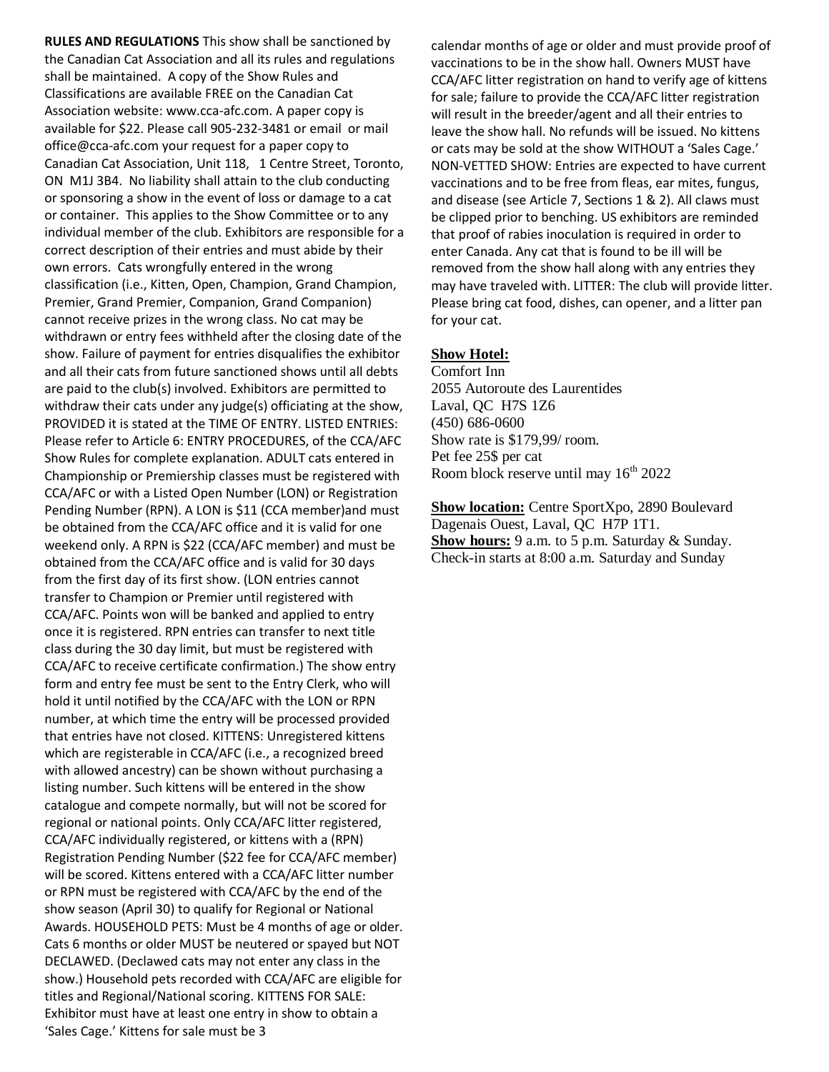**RULES AND REGULATIONS** This show shall be sanctioned by the Canadian Cat Association and all its rules and regulations shall be maintained. A copy of the Show Rules and Classifications are available FREE on the Canadian Cat Association website: www.cca-afc.com. A paper copy is available for $22. Please call 905-232-3481 or email or mail office@cca-afc.com your request for a paper copy to Canadian Cat Association, Unit 118, 1 Centre Street, Toronto, ON M1J 3B4. No liability shall attain to the club conducting or sponsoring a show in the event of loss or damage to a cat or container. This applies to the Show Committee or to any individual member of the club. Exhibitors are responsible for a correct description of their entries and must abide by their own errors. Cats wrongfully entered in the wrong classification (i.e., Kitten, Open, Champion, Grand Champion, Premier, Grand Premier, Companion, Grand Companion) cannot receive prizes in the wrong class. No cat may be withdrawn or entry fees withheld after the closing date of the show. Failure of payment for entries disqualifies the exhibitor and all their cats from future sanctioned shows until all debts are paid to the club(s) involved. Exhibitors are permitted to withdraw their cats under any judge(s) officiating at the show, PROVIDED it is stated at the TIME OF ENTRY. LISTED ENTRIES: Please refer to Article 6: ENTRY PROCEDURES, of the CCA/AFC Show Rules for complete explanation. ADULT cats entered in Championship or Premiership classes must be registered with CCA/AFC or with a Listed Open Number (LON) or Registration Pending Number (RPN). A LON is $11 (CCA member)and must be obtained from the CCA/AFC office and it is valid for one weekend only. A RPN is $22 (CCA/AFC member) and must be obtained from the CCA/AFC office and is valid for 30 days from the first day of its first show. (LON entries cannot transfer to Champion or Premier until registered with CCA/AFC. Points won will be banked and applied to entry once it is registered. RPN entries can transfer to next title class during the 30 day limit, but must be registered with CCA/AFC to receive certificate confirmation.) The show entry form and entry fee must be sent to the Entry Clerk, who will hold it until notified by the CCA/AFC with the LON or RPN number, at which time the entry will be processed provided that entries have not closed. KITTENS: Unregistered kittens which are registerable in CCA/AFC (i.e., a recognized breed with allowed ancestry) can be shown without purchasing a listing number. Such kittens will be entered in the show catalogue and compete normally, but will not be scored for regional or national points. Only CCA/AFC litter registered, CCA/AFC individually registered, or kittens with a (RPN) Registration Pending Number ($22 fee for CCA/AFC member) will be scored. Kittens entered with a CCA/AFC litter number or RPN must be registered with CCA/AFC by the end of the show season (April 30) to qualify for Regional or National Awards. HOUSEHOLD PETS: Must be 4 months of age or older. Cats 6 months or older MUST be neutered or spayed but NOT DECLAWED. (Declawed cats may not enter any class in the show.) Household pets recorded with CCA/AFC are eligible for titles and Regional/National scoring. KITTENS FOR SALE: Exhibitor must have at least one entry in show to obtain a 'Sales Cage.' Kittens for sale must be 3 calendar months of age or older and must provide proof of vaccinations to be in the show hall. Owners MUST have CCA/AFC litter registration on hand to verify age of kittens for sale; failure to provide the CCA/AFC litter registration will result in the breeder/agent and all their entries to leave the show hall. No refunds will be issued. No kittens or cats may be sold at the show WITHOUT a 'Sales Cage.' NON-VETTED SHOW: Entries are expected to have current vaccinations and to be free from fleas, ear mites, fungus, and disease (see Article 7, Sections 1 & 2). All claws must be clipped prior to benching. US exhibitors are reminded that proof of rabies inoculation is required in order to enter Canada. Any cat that is found to be ill will be removed from the show hall along with any entries they may have traveled with. LITTER: The club will provide litter. Please bring cat food, dishes, can opener, and a litter pan for your cat.

**Show Hotel:**

Comfort Inn
2055 Autoroute des Laurentides
Laval, QC H7S 1Z6
(450) 686-0600
Show rate is $179,99/ room.
Pet fee 25$ per cat
Room block reserve until may 16th 2022

**Show location:** Centre SportXpo, 2890 Boulevard Dagenais Ouest, Laval, QC H7P 1T1.
**Show hours:** 9 a.m. to 5 p.m. Saturday & Sunday.
Check-in starts at 8:00 a.m. Saturday and Sunday